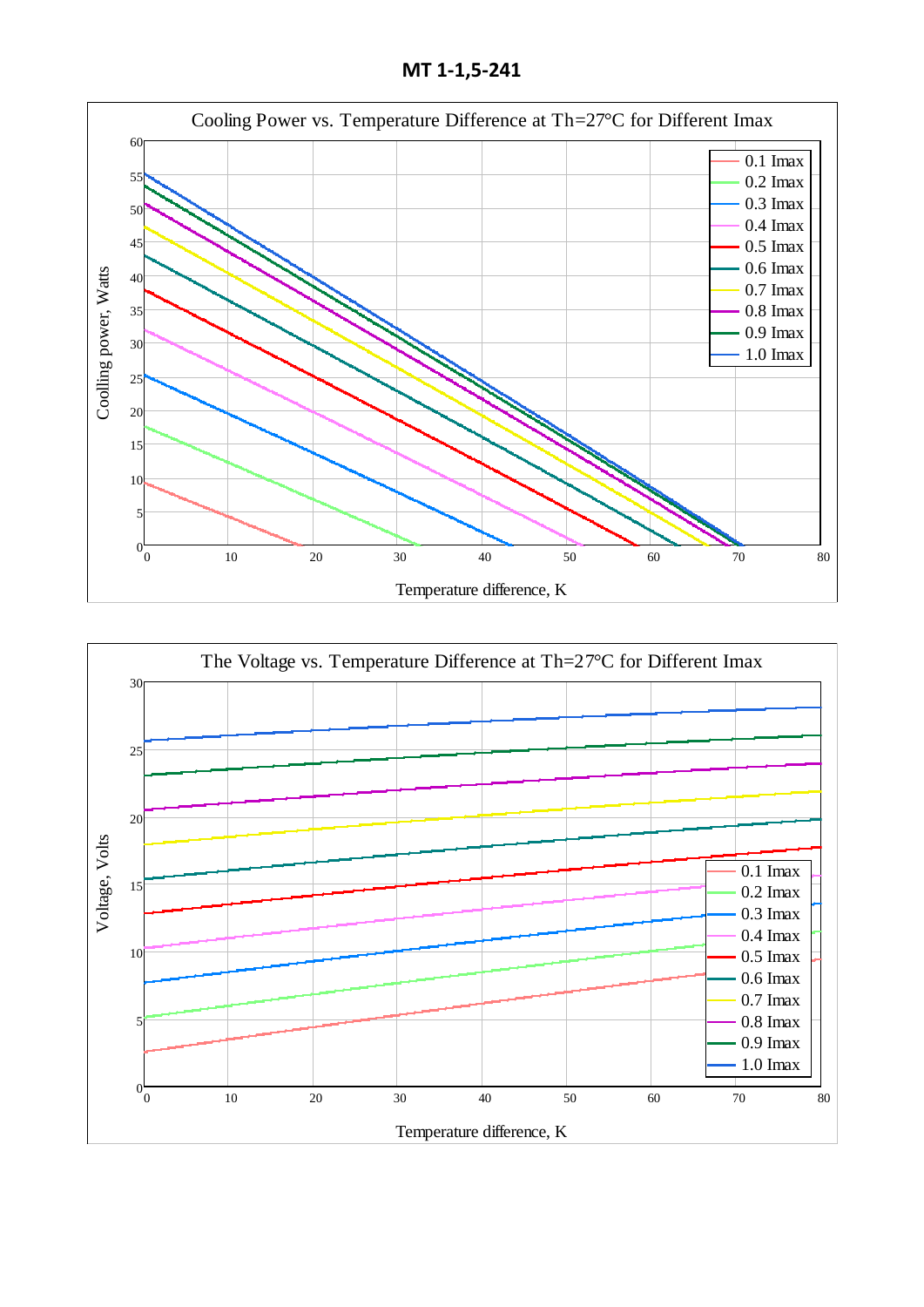# MT 1-1,5-241

Cooling Power vs. Temperature Difference at Th=27°C for Different Imax

Coolling power, Watts

Temperature difference, K

0.1 Imax
0.2 Imax
0.3 Imax
0.4 Imax
0.5 Imax
0.6 Imax
0.7 Imax
0.8 Imax
0.9 Imax
1.0 Imax

The Voltage vs. Temperature Difference at Th=27°C for Different Imax

Voltage, Volts

Temperature difference, K

0.1 Imax
0.2 Imax
0.3 Imax
0.4 Imax
0.5 Imax
0.6 Imax
0.7 Imax
0.8 Imax
0.9 Imax
1.0 Imax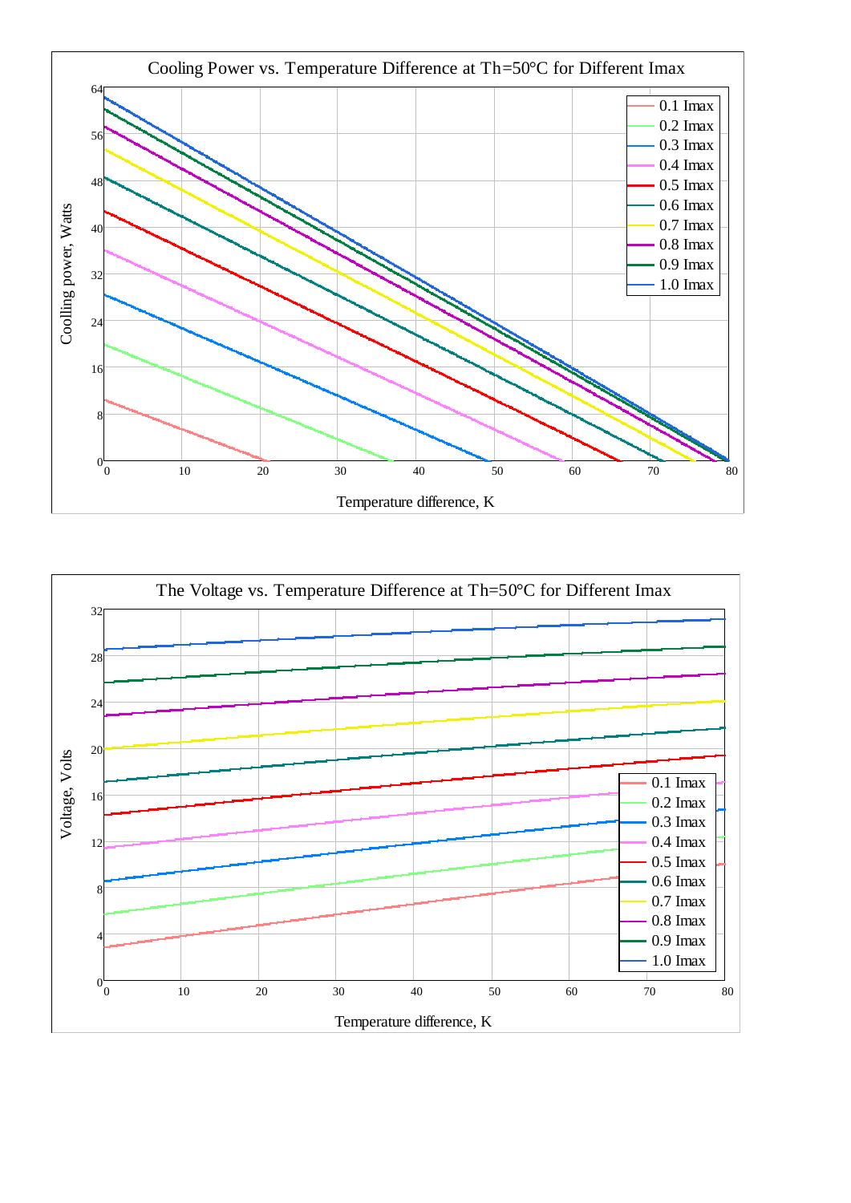Cooling Power vs. Temperature Difference at Th=50°C for Different Imax

Coolling power, Watts

64
56
48
40
32
24
16
8
0

0 10 20 30 40 50 60 70 80

Temperature difference, K

0.1 Imax
0.2 Imax
0.3 Imax
0.4 Imax
0.5 Imax
0.6 Imax
0.7 Imax
0.8 Imax
0.9 Imax
1.0 Imax

The Voltage vs. Temperature Difference at Th=50°C for Different Imax

Voltage, Volts

32
28
24
20
16
12
8
4
0

0 10 20 30 40 50 60 70 80

Temperature difference, K

0.1 Imax
0.2 Imax
0.3 Imax
0.4 Imax
0.5 Imax
0.6 Imax
0.7 Imax
0.8 Imax
0.9 Imax
1.0 Imax